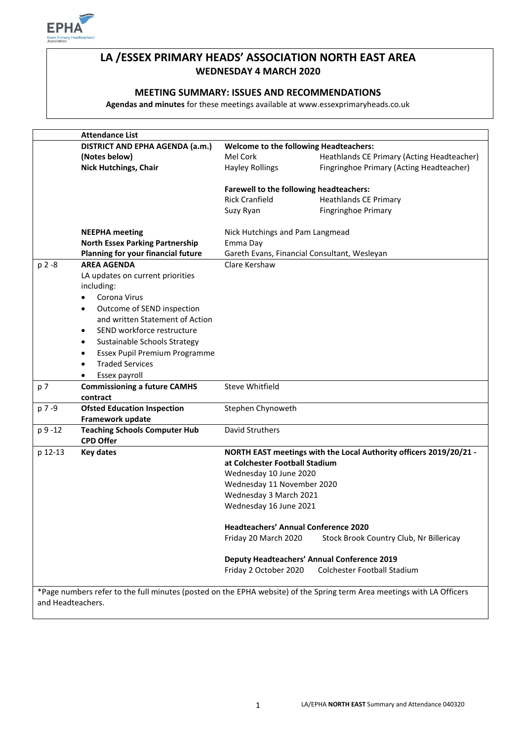# LA /ESSEX PRIMARY HEADS' ASSOCIATION NORTH EAST AREA

**WEDNESDAY 4 MARCH 2020**

## MEETING SUMMARY: ISSUES AND RECOMMENDATIONS

**Agendas and minutes** for these meetings available at www.essexprimaryheads.co.uk

| | **Attendance List** | | |
|---|---|---|---|
| | **DISTRICT AND EPHA AGENDA (a.m.)** **(Notes below)** **Nick Hutchings, Chair** | **Welcome to the following Headteachers:** | |
| | | Mel Cork | Heathlands CE Primary (Acting Headteacher) |
| | | Hayley Rollings | Fingringhoe Primary (Acting Headteacher) |
| | | **Farewell to the following headteachers:** | |
| | | Rick Cranfield | Heathlands CE Primary |
| | | Suzy Ryan | Fingringhoe Primary |
| | **NEEPHA meeting** | Nick Hutchings and Pam Langmead | |
| | **North Essex Parking Partnership** | Emma Day | |
| | **Planning for your financial future** | Gareth Evans, Financial Consultant, Wesleyan | |
| p 2 -8 | **AREA AGENDA** LA updates on current priorities including: <br>• Corona Virus <br>• Outcome of SEND inspection and written Statement of Action <br>• SEND workforce restructure <br>• Sustainable Schools Strategy <br>• Essex Pupil Premium Programme <br>• Traded Services <br>• Essex payroll | Clare Kershaw | |
| p 7 | **Commissioning a future CAMHS contract** | Steve Whitfield | |
| p 7 -9 | **Ofsted Education Inspection Framework update** | Stephen Chynoweth | |
| p 9 -12 | **Teaching Schools Computer Hub CPD Offer** | David Struthers | |
| p 12-13 | **Key dates** | **NORTH EAST meetings with the Local Authority officers 2019/20/21 - at Colchester Football Stadium** | |
| | | Wednesday 10 June 2020 | |
| | | Wednesday 11 November 2020 | |
| | | Wednesday 3 March 2021 | |
| | | Wednesday 16 June 2021 | |
| | | **Headteachers' Annual Conference 2020** | |
| | | Friday 20 March 2020 | Stock Brook Country Club, Nr Billericay |
| | | **Deputy Headteachers' Annual Conference 2019** | |
| | | Friday 2 October 2020 | Colchester Football Stadium |

*Page numbers refer to the full minutes (posted on the EPHA website) of the Spring term Area meetings with LA Officers and Headteachers.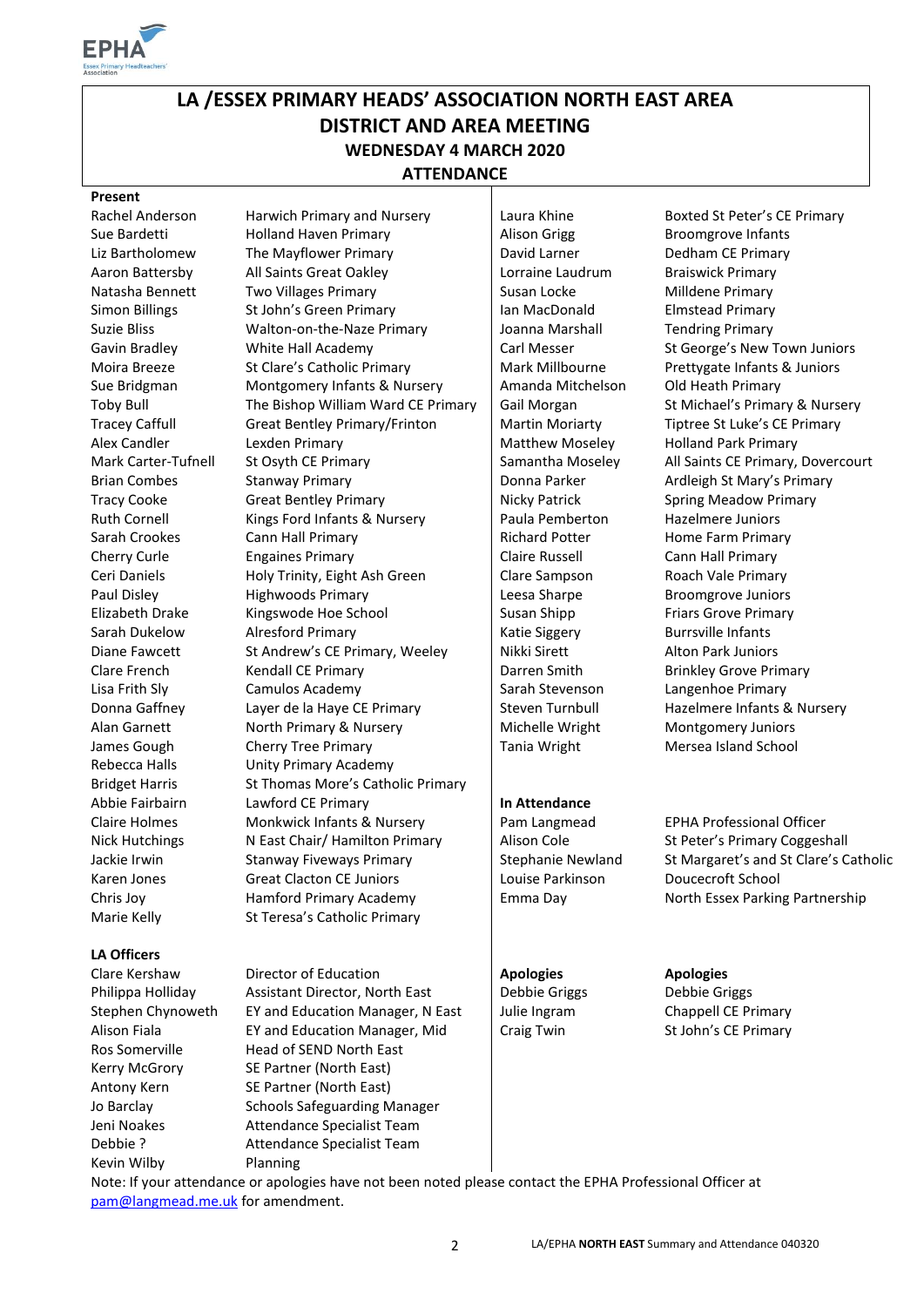# LA /ESSEX PRIMARY HEADS' ASSOCIATION NORTH EAST AREA
# DISTRICT AND AREA MEETING
## WEDNESDAY 4 MARCH 2020
## ATTENDANCE

**Present**

| Name | School |
|---|---|
| Rachel Anderson | Harwich Primary and Nursery |
| Sue Bardetti | Holland Haven Primary |
| Liz Bartholomew | The Mayflower Primary |
| Aaron Battersby | All Saints Great Oakley |
| Natasha Bennett | Two Villages Primary |
| Simon Billings | St John's Green Primary |
| Suzie Bliss | Walton-on-the-Naze Primary |
| Gavin Bradley | White Hall Academy |
| Moira Breeze | St Clare's Catholic Primary |
| Sue Bridgman | Montgomery Infants & Nursery |
| Toby Bull | The Bishop William Ward CE Primary |
| Tracey Caffull | Great Bentley Primary/Frinton |
| Alex Candler | Lexden Primary |
| Mark Carter-Tufnell | St Osyth CE Primary |
| Brian Combes | Stanway Primary |
| Tracy Cooke | Great Bentley Primary |
| Ruth Cornell | Kings Ford Infants & Nursery |
| Sarah Crookes | Cann Hall Primary |
| Cherry Curle | Engaines Primary |
| Ceri Daniels | Holy Trinity, Eight Ash Green |
| Paul Disley | Highwoods Primary |
| Elizabeth Drake | Kingswode Hoe School |
| Sarah Dukelow | Alresford Primary |
| Diane Fawcett | St Andrew's CE Primary, Weeley |
| Clare French | Kendall CE Primary |
| Lisa Frith Sly | Camulos Academy |
| Donna Gaffney | Layer de la Haye CE Primary |
| Alan Garnett | North Primary & Nursery |
| James Gough | Cherry Tree Primary |
| Rebecca Halls | Unity Primary Academy |
| Bridget Harris | St Thomas More's Catholic Primary |
| Abbie Fairbairn | Lawford CE Primary |
| Claire Holmes | Monkwick Infants & Nursery |
| Nick Hutchings | N East Chair/ Hamilton Primary |
| Jackie Irwin | Stanway Fiveways Primary |
| Karen Jones | Great Clacton CE Juniors |
| Chris Joy | Hamford Primary Academy |
| Marie Kelly | St Teresa's Catholic Primary |
| Laura Khine | Boxted St Peter's CE Primary |
| Alison Grigg | Broomgrove Infants |
| David Larner | Dedham CE Primary |
| Lorraine Laudrum | Braiswick Primary |
| Susan Locke | Milldene Primary |
| Ian MacDonald | Elmstead Primary |
| Joanna Marshall | Tendring Primary |
| Carl Messer | St George's New Town Juniors |
| Mark Millbourne | Prettygate Infants & Juniors |
| Amanda Mitchelson | Old Heath Primary |
| Gail Morgan | St Michael's Primary & Nursery |
| Martin Moriarty | Tiptree St Luke's CE Primary |
| Matthew Moseley | Holland Park Primary |
| Samantha Moseley | All Saints CE Primary, Dovercourt |
| Donna Parker | Ardleigh St Mary's Primary |
| Nicky Patrick | Spring Meadow Primary |
| Paula Pemberton | Hazelmere Juniors |
| Richard Potter | Home Farm Primary |
| Claire Russell | Cann Hall Primary |
| Clare Sampson | Roach Vale Primary |
| Leesa Sharpe | Broomgrove Juniors |
| Susan Shipp | Friars Grove Primary |
| Katie Siggery | Burrsville Infants |
| Nikki Sirett | Alton Park Juniors |
| Darren Smith | Brinkley Grove Primary |
| Sarah Stevenson | Langenhoe Primary |
| Steven Turnbull | Hazelmere Infants & Nursery |
| Michelle Wright | Montgomery Juniors |
| Tania Wright | Mersea Island School |

**In Attendance**

| Name | Role |
|---|---|
| Pam Langmead | EPHA Professional Officer |
| Alison Cole | St Peter's Primary Coggeshall |
| Stephanie Newland | St Margaret's and St Clare's Catholic |
| Louise Parkinson | Doucecroft School |
| Emma Day | North Essex Parking Partnership |

**LA Officers**

| Name | Role |
|---|---|
| Clare Kershaw | Director of Education |
| Philippa Holliday | Assistant Director, North East |
| Stephen Chynoweth | EY and Education Manager, N East |
| Alison Fiala | EY and Education Manager, Mid |
| Ros Somerville | Head of SEND North East |
| Kerry McGrory | SE Partner (North East) |
| Antony Kern | SE Partner (North East) |
| Jo Barclay | Schools Safeguarding Manager |
| Jeni Noakes | Attendance Specialist Team |
| Debbie ? | Attendance Specialist Team |
| Kevin Wilby | Planning |

**Apologies**

| Name | School |
|---|---|
| Debbie Griggs | Debbie Griggs |
| Julie Ingram | Chappell CE Primary |
| Craig Twin | St John's CE Primary |

Note: If your attendance or apologies have not been noted please contact the EPHA Professional Officer at pam@langmead.me.uk for amendment.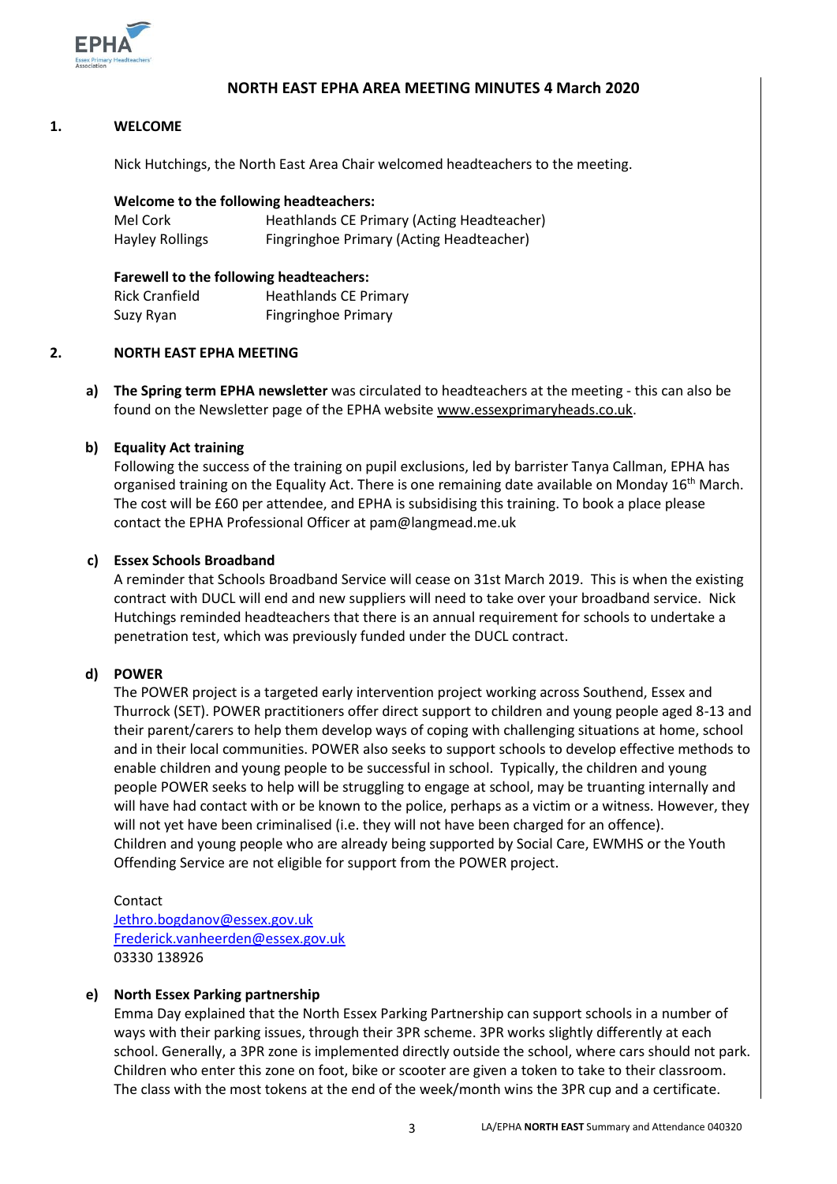## NORTH EAST EPHA AREA MEETING MINUTES 4 March 2020

### 1. WELCOME

Nick Hutchings, the North East Area Chair welcomed headteachers to the meeting.

**Welcome to the following headteachers:**

| | |
|---|---|
| Mel Cork | Heathlands CE Primary (Acting Headteacher) |
| Hayley Rollings | Fingringhoe Primary (Acting Headteacher) |

**Farewell to the following headteachers:**

| | |
|---|---|
| Rick Cranfield | Heathlands CE Primary |
| Suzy Ryan | Fingringhoe Primary |

### 2. NORTH EAST EPHA MEETING

**a) The Spring term EPHA newsletter** was circulated to headteachers at the meeting - this can also be found on the Newsletter page of the EPHA website www.essexprimaryheads.co.uk.

**b) Equality Act training**

Following the success of the training on pupil exclusions, led by barrister Tanya Callman, EPHA has organised training on the Equality Act. There is one remaining date available on Monday 16th March. The cost will be £60 per attendee, and EPHA is subsidising this training. To book a place please contact the EPHA Professional Officer at pam@langmead.me.uk

**c) Essex Schools Broadband**

A reminder that Schools Broadband Service will cease on 31st March 2019. This is when the existing contract with DUCL will end and new suppliers will need to take over your broadband service. Nick Hutchings reminded headteachers that there is an annual requirement for schools to undertake a penetration test, which was previously funded under the DUCL contract.

**d) POWER**

The POWER project is a targeted early intervention project working across Southend, Essex and Thurrock (SET). POWER practitioners offer direct support to children and young people aged 8-13 and their parent/carers to help them develop ways of coping with challenging situations at home, school and in their local communities. POWER also seeks to support schools to develop effective methods to enable children and young people to be successful in school. Typically, the children and young people POWER seeks to help will be struggling to engage at school, may be truanting internally and will have had contact with or be known to the police, perhaps as a victim or a witness. However, they will not yet have been criminalised (i.e. they will not have been charged for an offence). Children and young people who are already being supported by Social Care, EWMHS or the Youth Offending Service are not eligible for support from the POWER project.

Contact
Jethro.bogdanov@essex.gov.uk
Frederick.vanheerden@essex.gov.uk
03330 138926

**e) North Essex Parking partnership**

Emma Day explained that the North Essex Parking Partnership can support schools in a number of ways with their parking issues, through their 3PR scheme. 3PR works slightly differently at each school. Generally, a 3PR zone is implemented directly outside the school, where cars should not park. Children who enter this zone on foot, bike or scooter are given a token to take to their classroom. The class with the most tokens at the end of the week/month wins the 3PR cup and a certificate.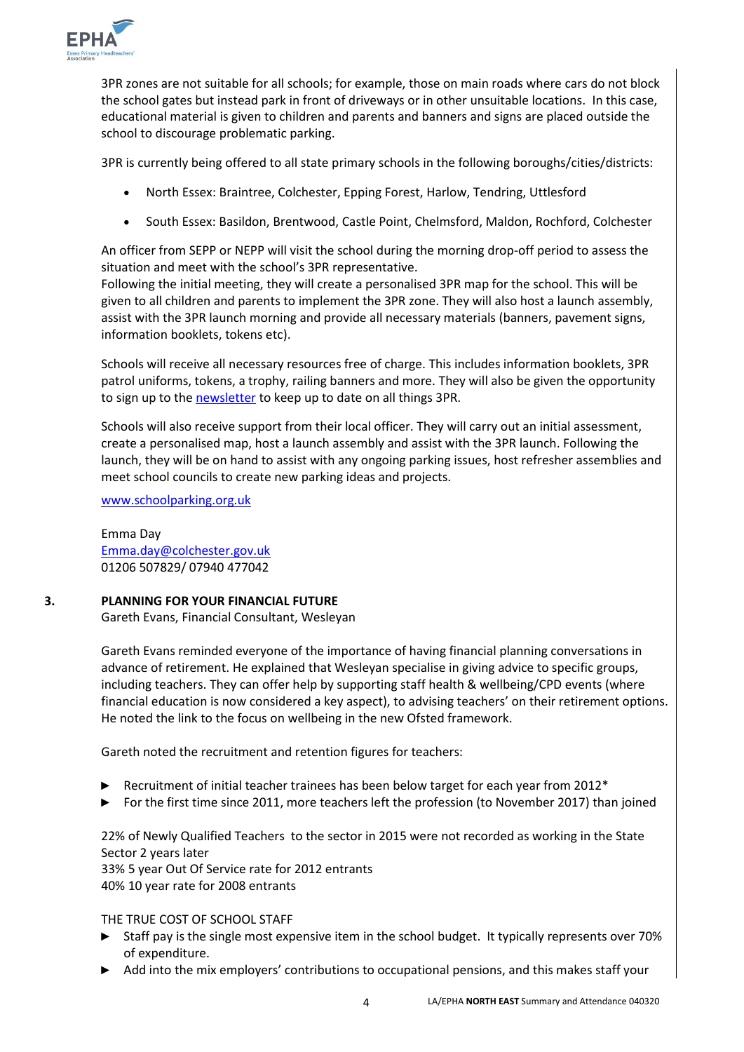3PR zones are not suitable for all schools; for example, those on main roads where cars do not block the school gates but instead park in front of driveways or in other unsuitable locations. In this case, educational material is given to children and parents and banners and signs are placed outside the school to discourage problematic parking.

3PR is currently being offered to all state primary schools in the following boroughs/cities/districts:

- North Essex: Braintree, Colchester, Epping Forest, Harlow, Tendring, Uttlesford
- South Essex: Basildon, Brentwood, Castle Point, Chelmsford, Maldon, Rochford, Colchester

An officer from SEPP or NEPP will visit the school during the morning drop-off period to assess the situation and meet with the school's 3PR representative.
Following the initial meeting, they will create a personalised 3PR map for the school. This will be given to all children and parents to implement the 3PR zone. They will also host a launch assembly, assist with the 3PR launch morning and provide all necessary materials (banners, pavement signs, information booklets, tokens etc).

Schools will receive all necessary resources free of charge. This includes information booklets, 3PR patrol uniforms, tokens, a trophy, railing banners and more. They will also be given the opportunity to sign up to the newsletter to keep up to date on all things 3PR.

Schools will also receive support from their local officer. They will carry out an initial assessment, create a personalised map, host a launch assembly and assist with the 3PR launch. Following the launch, they will be on hand to assist with any ongoing parking issues, host refresher assemblies and meet school councils to create new parking ideas and projects.

www.schoolparking.org.uk

Emma Day
Emma.day@colchester.gov.uk
01206 507829/ 07940 477042

**3. PLANNING FOR YOUR FINANCIAL FUTURE**
Gareth Evans, Financial Consultant, Wesleyan

Gareth Evans reminded everyone of the importance of having financial planning conversations in advance of retirement. He explained that Wesleyan specialise in giving advice to specific groups, including teachers. They can offer help by supporting staff health & wellbeing/CPD events (where financial education is now considered a key aspect), to advising teachers' on their retirement options. He noted the link to the focus on wellbeing in the new Ofsted framework.

Gareth noted the recruitment and retention figures for teachers:

- Recruitment of initial teacher trainees has been below target for each year from 2012*
- For the first time since 2011, more teachers left the profession (to November 2017) than joined

22% of Newly Qualified Teachers to the sector in 2015 were not recorded as working in the State Sector 2 years later
33% 5 year Out Of Service rate for 2012 entrants
40% 10 year rate for 2008 entrants

THE TRUE COST OF SCHOOL STAFF

- Staff pay is the single most expensive item in the school budget. It typically represents over 70% of expenditure.
- Add into the mix employers' contributions to occupational pensions, and this makes staff your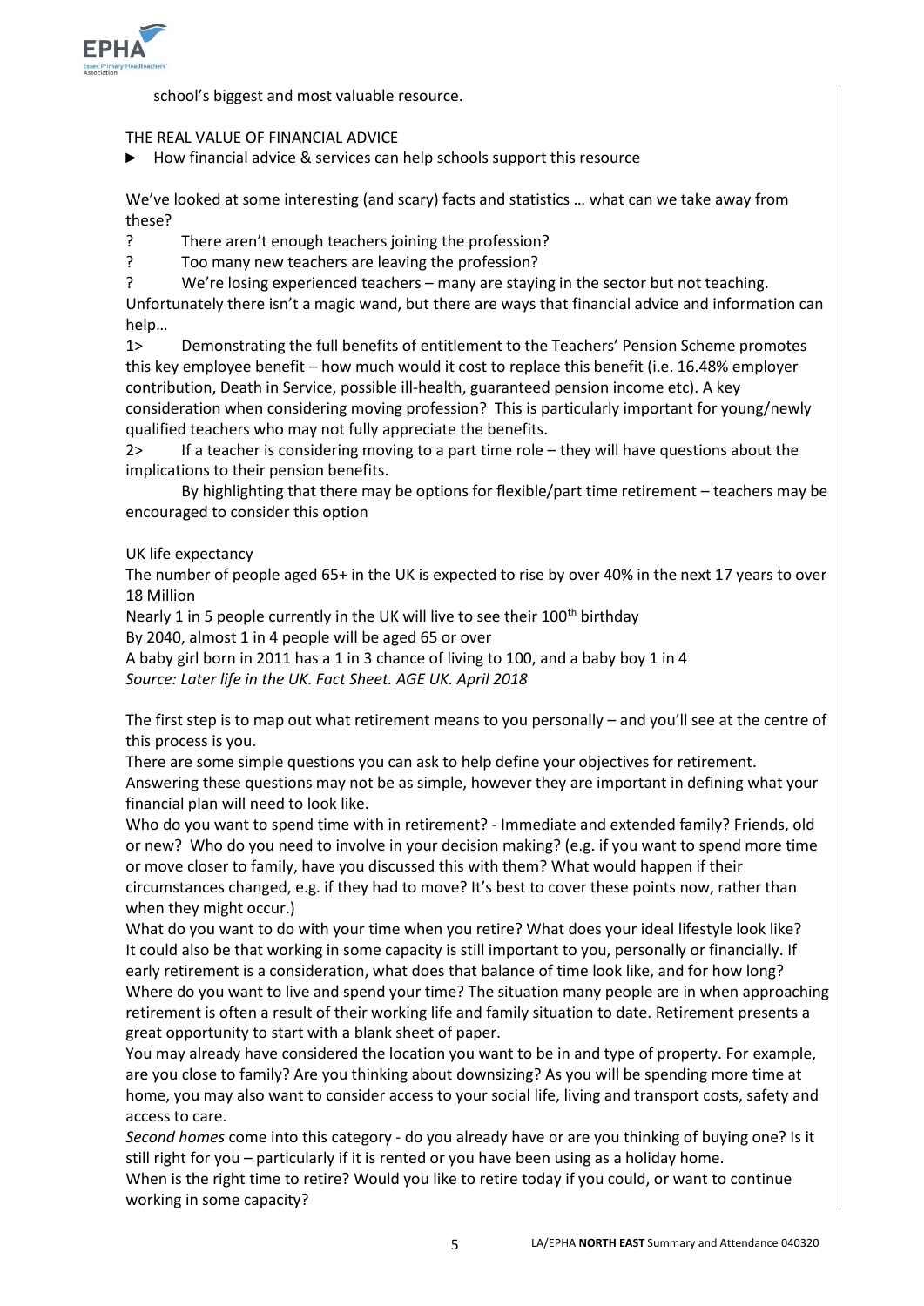school's biggest and most valuable resource.

THE REAL VALUE OF FINANCIAL ADVICE

► How financial advice & services can help schools support this resource

We've looked at some interesting (and scary) facts and statistics … what can we take away from these?

? There aren't enough teachers joining the profession?

? Too many new teachers are leaving the profession?

? We're losing experienced teachers – many are staying in the sector but not teaching.

Unfortunately there isn't a magic wand, but there are ways that financial advice and information can help…

1> Demonstrating the full benefits of entitlement to the Teachers' Pension Scheme promotes this key employee benefit – how much would it cost to replace this benefit (i.e. 16.48% employer contribution, Death in Service, possible ill-health, guaranteed pension income etc). A key consideration when considering moving profession? This is particularly important for young/newly qualified teachers who may not fully appreciate the benefits.

2> If a teacher is considering moving to a part time role – they will have questions about the implications to their pension benefits.

By highlighting that there may be options for flexible/part time retirement – teachers may be encouraged to consider this option

UK life expectancy

The number of people aged 65+ in the UK is expected to rise by over 40% in the next 17 years to over 18 Million

Nearly 1 in 5 people currently in the UK will live to see their 100th birthday

By 2040, almost 1 in 4 people will be aged 65 or over

A baby girl born in 2011 has a 1 in 3 chance of living to 100, and a baby boy 1 in 4

*Source: Later life in the UK. Fact Sheet. AGE UK. April 2018*

The first step is to map out what retirement means to you personally – and you'll see at the centre of this process is you.

There are some simple questions you can ask to help define your objectives for retirement. Answering these questions may not be as simple, however they are important in defining what your financial plan will need to look like.

Who do you want to spend time with in retirement? - Immediate and extended family? Friends, old or new? Who do you need to involve in your decision making? (e.g. if you want to spend more time or move closer to family, have you discussed this with them? What would happen if their circumstances changed, e.g. if they had to move? It's best to cover these points now, rather than when they might occur.)

What do you want to do with your time when you retire? What does your ideal lifestyle look like? It could also be that working in some capacity is still important to you, personally or financially. If early retirement is a consideration, what does that balance of time look like, and for how long?

Where do you want to live and spend your time? The situation many people are in when approaching retirement is often a result of their working life and family situation to date. Retirement presents a great opportunity to start with a blank sheet of paper.

You may already have considered the location you want to be in and type of property. For example, are you close to family? Are you thinking about downsizing? As you will be spending more time at home, you may also want to consider access to your social life, living and transport costs, safety and access to care.

*Second homes* come into this category - do you already have or are you thinking of buying one? Is it still right for you – particularly if it is rented or you have been using as a holiday home.

When is the right time to retire? Would you like to retire today if you could, or want to continue working in some capacity?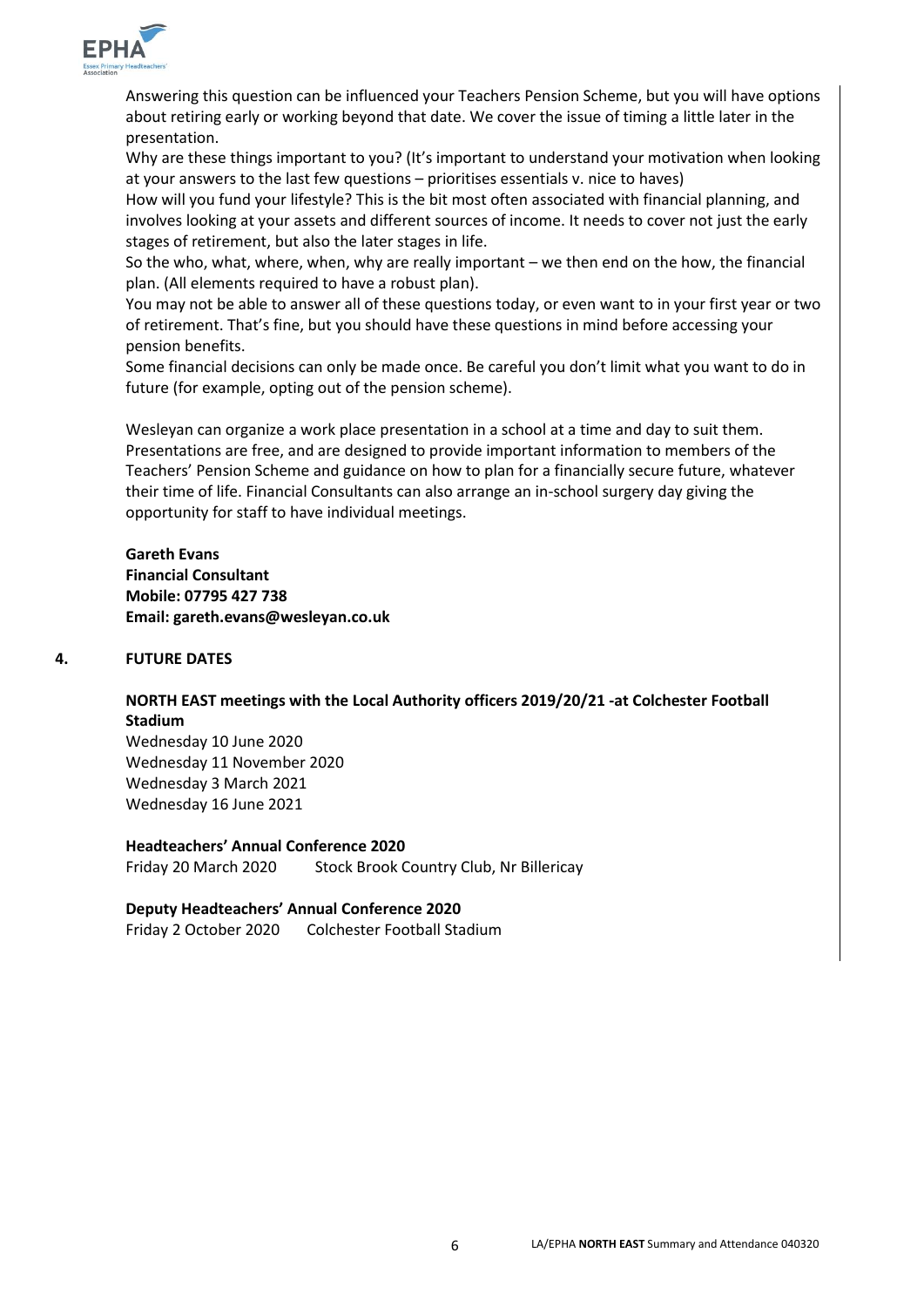Answering this question can be influenced your Teachers Pension Scheme, but you will have options about retiring early or working beyond that date. We cover the issue of timing a little later in the presentation.

Why are these things important to you? (It's important to understand your motivation when looking at your answers to the last few questions – prioritises essentials v. nice to haves)

How will you fund your lifestyle? This is the bit most often associated with financial planning, and involves looking at your assets and different sources of income. It needs to cover not just the early stages of retirement, but also the later stages in life.

So the who, what, where, when, why are really important – we then end on the how, the financial plan. (All elements required to have a robust plan).

You may not be able to answer all of these questions today, or even want to in your first year or two of retirement. That's fine, but you should have these questions in mind before accessing your pension benefits.

Some financial decisions can only be made once. Be careful you don't limit what you want to do in future (for example, opting out of the pension scheme).

Wesleyan can organize a work place presentation in a school at a time and day to suit them. Presentations are free, and are designed to provide important information to members of the Teachers' Pension Scheme and guidance on how to plan for a financially secure future, whatever their time of life. Financial Consultants can also arrange an in-school surgery day giving the opportunity for staff to have individual meetings.

**Gareth Evans**
**Financial Consultant**
**Mobile: 07795 427 738**
**Email: gareth.evans@wesleyan.co.uk**

## 4. FUTURE DATES

**NORTH EAST meetings with the Local Authority officers 2019/20/21 -at Colchester Football Stadium**

Wednesday 10 June 2020
Wednesday 11 November 2020
Wednesday 3 March 2021
Wednesday 16 June 2021

**Headteachers' Annual Conference 2020**

Friday 20 March 2020 Stock Brook Country Club, Nr Billericay

**Deputy Headteachers' Annual Conference 2020**

Friday 2 October 2020 Colchester Football Stadium